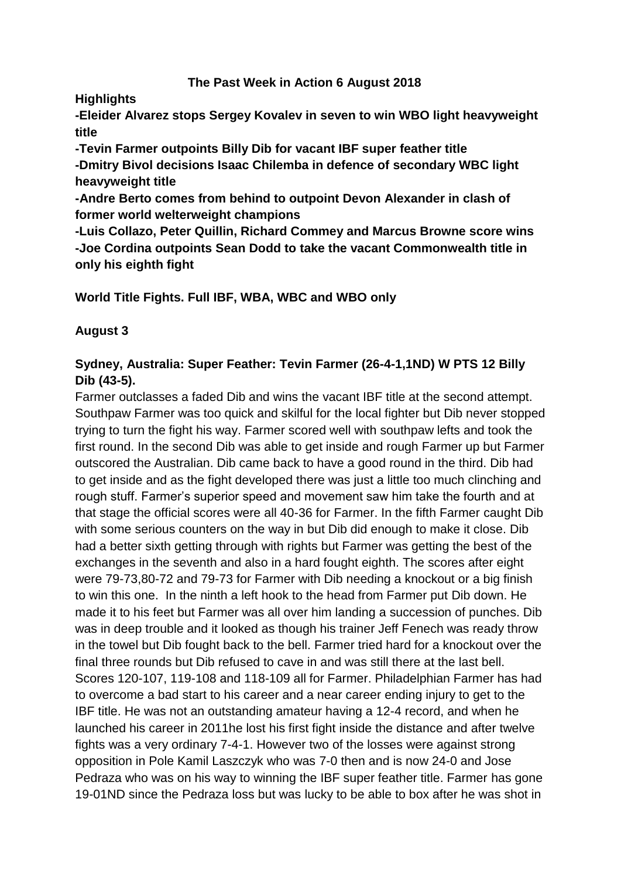# The Past Week in Action 6 August 2018

**Highlights**

**-Eleider Alvarez stops Sergey Kovalev in seven to win WBO light heavyweight title**

**-Tevin Farmer outpoints Billy Dib for vacant IBF super feather title**

**-Dmitry Bivol decisions Isaac Chilemba in defence of secondary WBC light heavyweight title**

**-Andre Berto comes from behind to outpoint Devon Alexander in clash of former world welterweight champions**

**-Luis Collazo, Peter Quillin, Richard Commey and Marcus Browne score wins**

**-Joe Cordina outpoints Sean Dodd to take the vacant Commonwealth title in only his eighth fight**

**World Title Fights. Full IBF, WBA, WBC and WBO only**

**August 3**

**Sydney, Australia: Super Feather: Tevin Farmer (26-4-1,1ND) W PTS 12 Billy Dib (43-5).**

Farmer outclasses a faded Dib and wins the vacant IBF title at the second attempt. Southpaw Farmer was too quick and skilful for the local fighter but Dib never stopped trying to turn the fight his way. Farmer scored well with southpaw lefts and took the first round. In the second Dib was able to get inside and rough Farmer up but Farmer outscored the Australian. Dib came back to have a good round in the third. Dib had to get inside and as the fight developed there was just a little too much clinching and rough stuff. Farmer's superior speed and movement saw him take the fourth and at that stage the official scores were all 40-36 for Farmer. In the fifth Farmer caught Dib with some serious counters on the way in but Dib did enough to make it close. Dib had a better sixth getting through with rights but Farmer was getting the best of the exchanges in the seventh and also in a hard fought eighth. The scores after eight were 79-73,80-72 and 79-73 for Farmer with Dib needing a knockout or a big finish to win this one. In the ninth a left hook to the head from Farmer put Dib down. He made it to his feet but Farmer was all over him landing a succession of punches. Dib was in deep trouble and it looked as though his trainer Jeff Fenech was ready throw in the towel but Dib fought back to the bell. Farmer tried hard for a knockout over the final three rounds but Dib refused to cave in and was still there at the last bell. Scores 120-107, 119-108 and 118-109 all for Farmer. Philadelphian Farmer has had to overcome a bad start to his career and a near career ending injury to get to the IBF title. He was not an outstanding amateur having a 12-4 record, and when he launched his career in 2011he lost his first fight inside the distance and after twelve fights was a very ordinary 7-4-1. However two of the losses were against strong opposition in Pole Kamil Laszczyk who was 7-0 then and is now 24-0 and Jose Pedraza who was on his way to winning the IBF super feather title. Farmer has gone 19-01ND since the Pedraza loss but was lucky to be able to box after he was shot in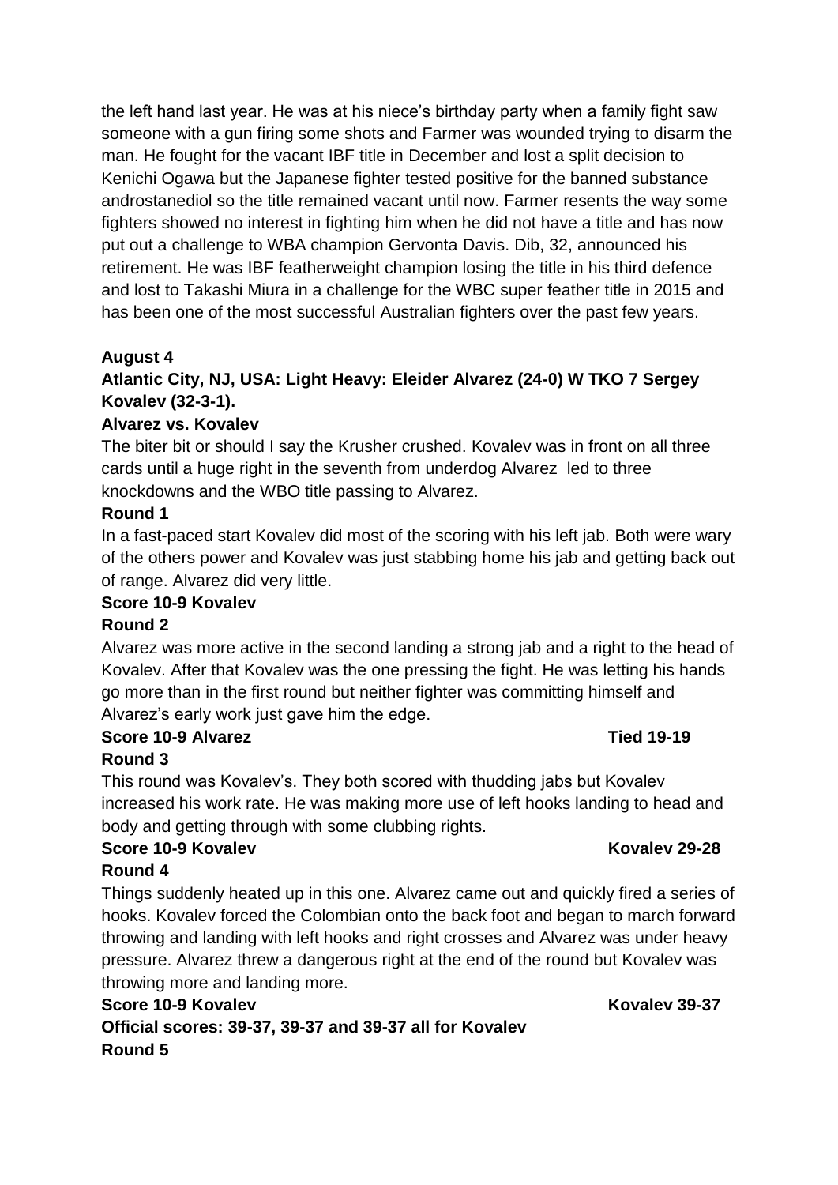the left hand last year. He was at his niece's birthday party when a family fight saw someone with a gun firing some shots and Farmer was wounded trying to disarm the man. He fought for the vacant IBF title in December and lost a split decision to Kenichi Ogawa but the Japanese fighter tested positive for the banned substance androstanediol so the title remained vacant until now. Farmer resents the way some fighters showed no interest in fighting him when he did not have a title and has now put out a challenge to WBA champion Gervonta Davis. Dib, 32, announced his retirement. He was IBF featherweight champion losing the title in his third defence and lost to Takashi Miura in a challenge for the WBC super feather title in 2015 and has been one of the most successful Australian fighters over the past few years.

**August 4**

**Atlantic City, NJ, USA: Light Heavy: Eleider Alvarez (24-0) W TKO 7 Sergey Kovalev (32-3-1).**

**Alvarez vs. Kovalev**

The biter bit or should I say the Krusher crushed. Kovalev was in front on all three cards until a huge right in the seventh from underdog Alvarez led to three knockdowns and the WBO title passing to Alvarez.

**Round 1**

In a fast-paced start Kovalev did most of the scoring with his left jab. Both were wary of the others power and Kovalev was just stabbing home his jab and getting back out of range. Alvarez did very little.

**Score 10-9 Kovalev**

**Round 2**

Alvarez was more active in the second landing a strong jab and a right to the head of Kovalev. After that Kovalev was the one pressing the fight. He was letting his hands go more than in the first round but neither fighter was committing himself and Alvarez's early work just gave him the edge.

**Score 10-9 Alvarez** **Tied 19-19**

**Round 3**

This round was Kovalev's. They both scored with thudding jabs but Kovalev increased his work rate. He was making more use of left hooks landing to head and body and getting through with some clubbing rights.

**Score 10-9 Kovalev** **Kovalev 29-28**

**Round 4**

Things suddenly heated up in this one. Alvarez came out and quickly fired a series of hooks. Kovalev forced the Colombian onto the back foot and began to march forward throwing and landing with left hooks and right crosses and Alvarez was under heavy pressure. Alvarez threw a dangerous right at the end of the round but Kovalev was throwing more and landing more.

**Score 10-9 Kovalev** **Kovalev 39-37**

**Official scores: 39-37, 39-37 and 39-37 all for Kovalev**

**Round 5**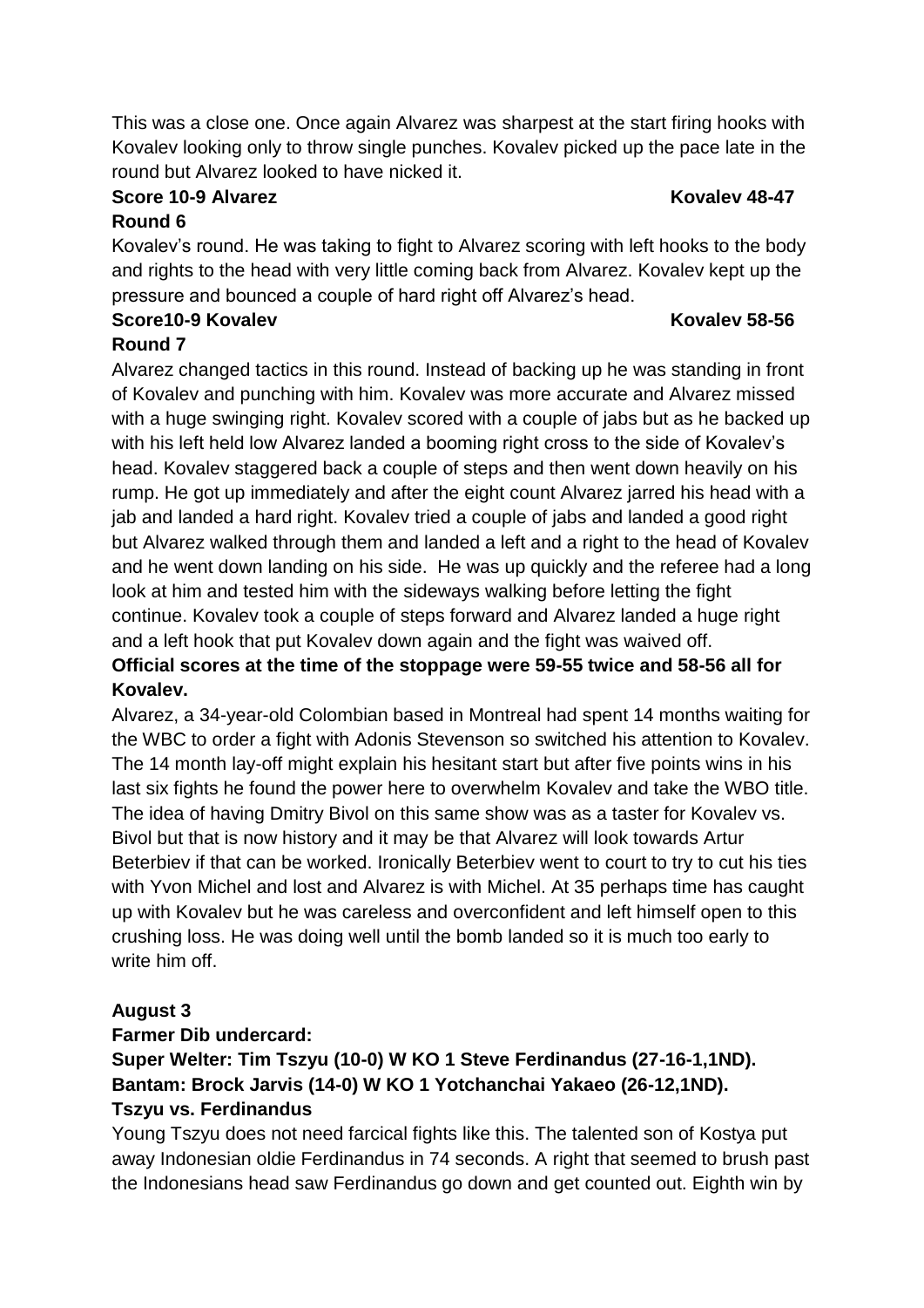This was a close one. Once again Alvarez was sharpest at the start firing hooks with Kovalev looking only to throw single punches. Kovalev picked up the pace late in the round but Alvarez looked to have nicked it.

**Score 10-9 Alvarez Kovalev 48-47**

**Round 6**

Kovalev's round. He was taking to fight to Alvarez scoring with left hooks to the body and rights to the head with very little coming back from Alvarez. Kovalev kept up the pressure and bounced a couple of hard right off Alvarez's head.

**Score10-9 Kovalev Kovalev 58-56**

**Round 7**

Alvarez changed tactics in this round. Instead of backing up he was standing in front of Kovalev and punching with him. Kovalev was more accurate and Alvarez missed with a huge swinging right. Kovalev scored with a couple of jabs but as he backed up with his left held low Alvarez landed a booming right cross to the side of Kovalev's head. Kovalev staggered back a couple of steps and then went down heavily on his rump. He got up immediately and after the eight count Alvarez jarred his head with a jab and landed a hard right. Kovalev tried a couple of jabs and landed a good right but Alvarez walked through them and landed a left and a right to the head of Kovalev and he went down landing on his side. He was up quickly and the referee had a long look at him and tested him with the sideways walking before letting the fight continue. Kovalev took a couple of steps forward and Alvarez landed a huge right and a left hook that put Kovalev down again and the fight was waived off.

**Official scores at the time of the stoppage were 59-55 twice and 58-56 all for Kovalev.**

Alvarez, a 34-year-old Colombian based in Montreal had spent 14 months waiting for the WBC to order a fight with Adonis Stevenson so switched his attention to Kovalev. The 14 month lay-off might explain his hesitant start but after five points wins in his last six fights he found the power here to overwhelm Kovalev and take the WBO title. The idea of having Dmitry Bivol on this same show was as a taster for Kovalev vs. Bivol but that is now history and it may be that Alvarez will look towards Artur Beterbiev if that can be worked. Ironically Beterbiev went to court to try to cut his ties with Yvon Michel and lost and Alvarez is with Michel. At 35 perhaps time has caught up with Kovalev but he was careless and overconfident and left himself open to this crushing loss. He was doing well until the bomb landed so it is much too early to write him off.

**August 3**

**Farmer Dib undercard:**

**Super Welter: Tim Tszyu (10-0) W KO 1 Steve Ferdinandus (27-16-1,1ND).**
**Bantam: Brock Jarvis (14-0) W KO 1 Yotchanchai Yakaeo (26-12,1ND).**

**Tszyu vs. Ferdinandus**

Young Tszyu does not need farcical fights like this. The talented son of Kostya put away Indonesian oldie Ferdinandus in 74 seconds. A right that seemed to brush past the Indonesians head saw Ferdinandus go down and get counted out. Eighth win by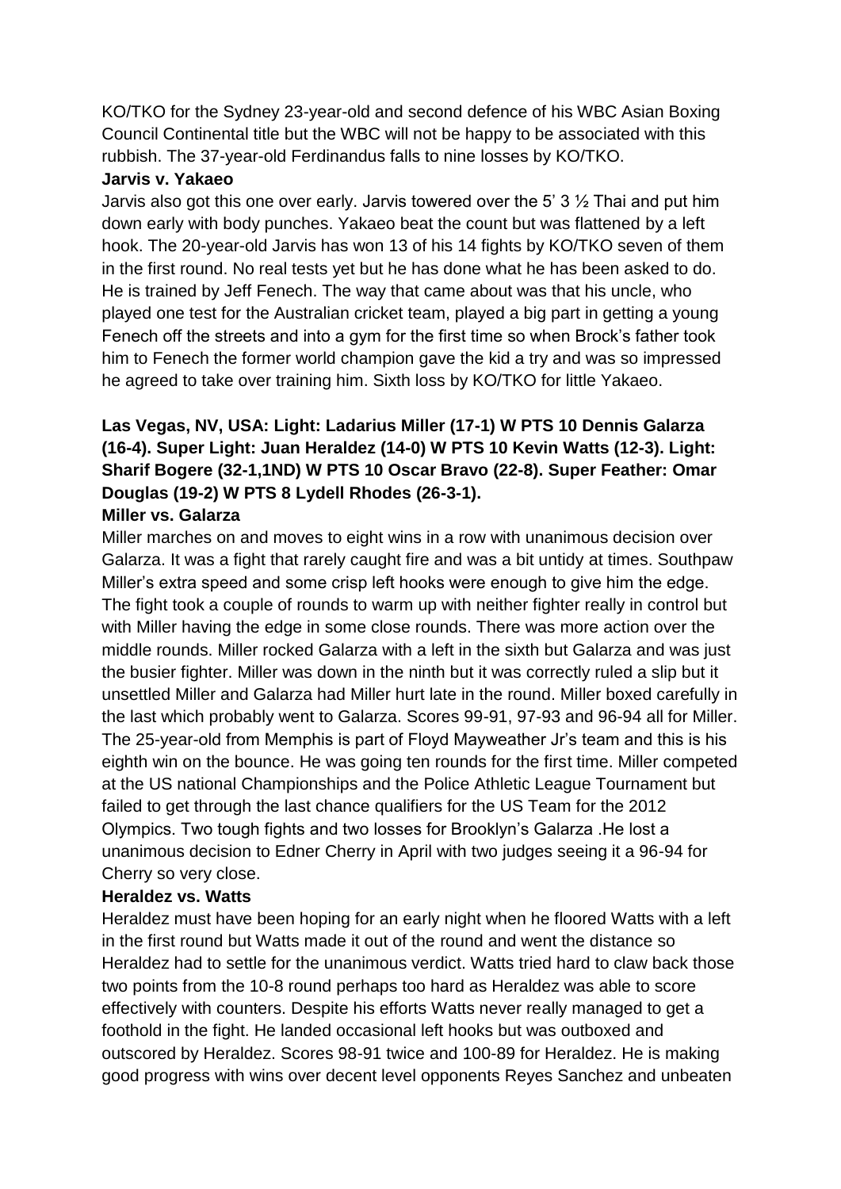KO/TKO for the Sydney 23-year-old and second defence of his WBC Asian Boxing Council Continental title but the WBC will not be happy to be associated with this rubbish. The 37-year-old Ferdinandus falls to nine losses by KO/TKO.

**Jarvis v. Yakaeo**

Jarvis also got this one over early. Jarvis towered over the 5' 3 ½ Thai and put him down early with body punches. Yakaeo beat the count but was flattened by a left hook. The 20-year-old Jarvis has won 13 of his 14 fights by KO/TKO seven of them in the first round. No real tests yet but he has done what he has been asked to do. He is trained by Jeff Fenech. The way that came about was that his uncle, who played one test for the Australian cricket team, played a big part in getting a young Fenech off the streets and into a gym for the first time so when Brock's father took him to Fenech the former world champion gave the kid a try and was so impressed he agreed to take over training him. Sixth loss by KO/TKO for little Yakaeo.

**Las Vegas, NV, USA: Light: Ladarius Miller (17-1) W PTS 10 Dennis Galarza (16-4). Super Light: Juan Heraldez (14-0) W PTS 10 Kevin Watts (12-3). Light: Sharif Bogere (32-1,1ND) W PTS 10 Oscar Bravo (22-8). Super Feather: Omar Douglas (19-2) W PTS 8 Lydell Rhodes (26-3-1).**

**Miller vs. Galarza**

Miller marches on and moves to eight wins in a row with unanimous decision over Galarza. It was a fight that rarely caught fire and was a bit untidy at times. Southpaw Miller's extra speed and some crisp left hooks were enough to give him the edge. The fight took a couple of rounds to warm up with neither fighter really in control but with Miller having the edge in some close rounds. There was more action over the middle rounds. Miller rocked Galarza with a left in the sixth but Galarza and was just the busier fighter. Miller was down in the ninth but it was correctly ruled a slip but it unsettled Miller and Galarza had Miller hurt late in the round. Miller boxed carefully in the last which probably went to Galarza. Scores 99-91, 97-93 and 96-94 all for Miller. The 25-year-old from Memphis is part of Floyd Mayweather Jr's team and this is his eighth win on the bounce. He was going ten rounds for the first time. Miller competed at the US national Championships and the Police Athletic League Tournament but failed to get through the last chance qualifiers for the US Team for the 2012 Olympics. Two tough fights and two losses for Brooklyn's Galarza .He lost a unanimous decision to Edner Cherry in April with two judges seeing it a 96-94 for Cherry so very close.

**Heraldez vs. Watts**

Heraldez must have been hoping for an early night when he floored Watts with a left in the first round but Watts made it out of the round and went the distance so Heraldez had to settle for the unanimous verdict. Watts tried hard to claw back those two points from the 10-8 round perhaps too hard as Heraldez was able to score effectively with counters. Despite his efforts Watts never really managed to get a foothold in the fight. He landed occasional left hooks but was outboxed and outscored by Heraldez. Scores 98-91 twice and 100-89 for Heraldez. He is making good progress with wins over decent level opponents Reyes Sanchez and unbeaten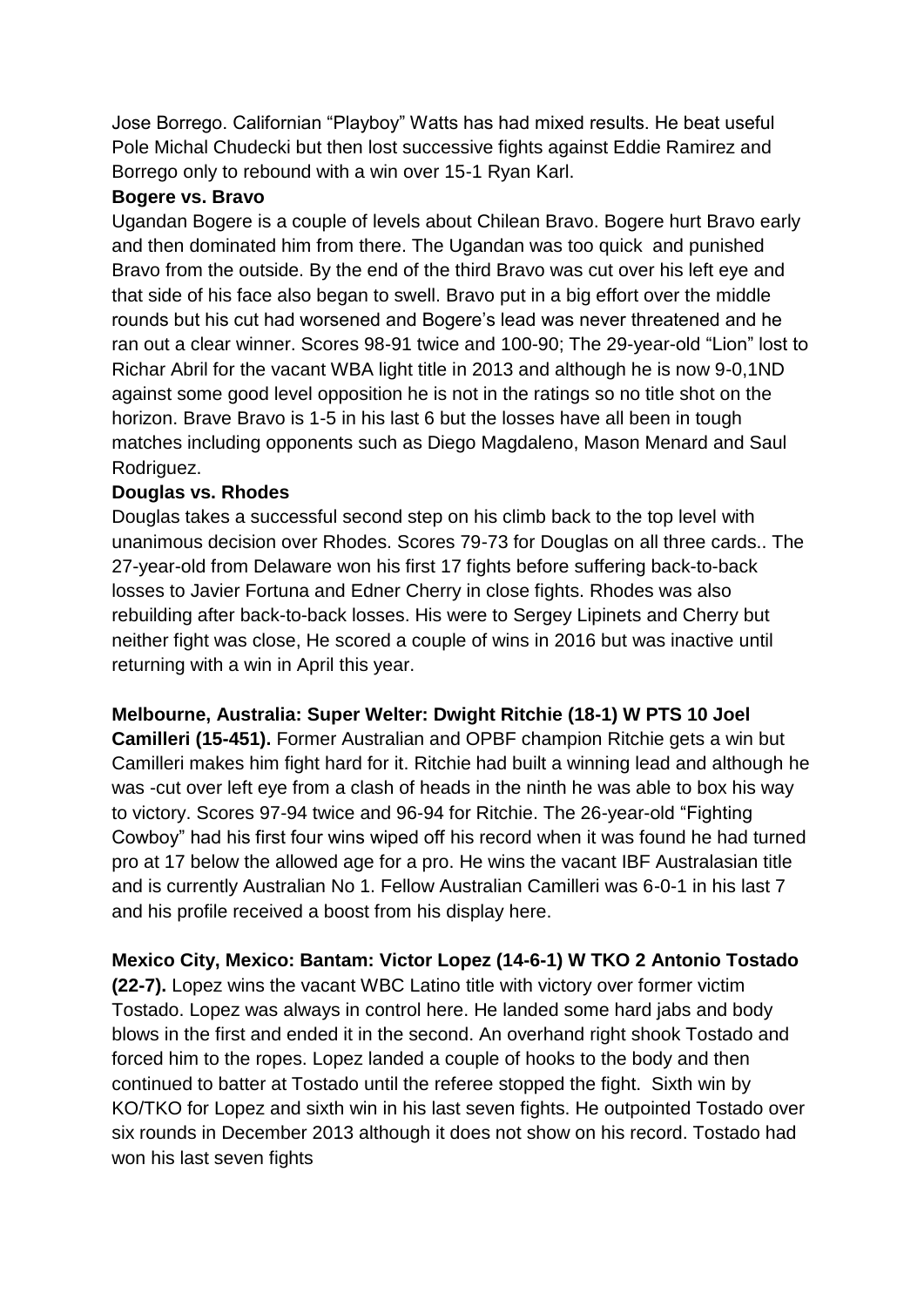Jose Borrego. Californian "Playboy" Watts has had mixed results. He beat useful Pole Michal Chudecki but then lost successive fights against Eddie Ramirez and Borrego only to rebound with a win over 15-1 Ryan Karl.

**Bogere vs. Bravo**

Ugandan Bogere is a couple of levels about Chilean Bravo. Bogere hurt Bravo early and then dominated him from there. The Ugandan was too quick and punished Bravo from the outside. By the end of the third Bravo was cut over his left eye and that side of his face also began to swell. Bravo put in a big effort over the middle rounds but his cut had worsened and Bogere's lead was never threatened and he ran out a clear winner. Scores 98-91 twice and 100-90; The 29-year-old "Lion" lost to Richar Abril for the vacant WBA light title in 2013 and although he is now 9-0,1ND against some good level opposition he is not in the ratings so no title shot on the horizon. Brave Bravo is 1-5 in his last 6 but the losses have all been in tough matches including opponents such as Diego Magdaleno, Mason Menard and Saul Rodriguez.

**Douglas vs. Rhodes**

Douglas takes a successful second step on his climb back to the top level with unanimous decision over Rhodes. Scores 79-73 for Douglas on all three cards.. The 27-year-old from Delaware won his first 17 fights before suffering back-to-back losses to Javier Fortuna and Edner Cherry in close fights. Rhodes was also rebuilding after back-to-back losses. His were to Sergey Lipinets and Cherry but neither fight was close, He scored a couple of wins in 2016 but was inactive until returning with a win in April this year.

**Melbourne, Australia: Super Welter: Dwight Ritchie (18-1) W PTS 10 Joel Camilleri (15-451).** Former Australian and OPBF champion Ritchie gets a win but Camilleri makes him fight hard for it. Ritchie had built a winning lead and although he was -cut over left eye from a clash of heads in the ninth he was able to box his way to victory. Scores 97-94 twice and 96-94 for Ritchie. The 26-year-old "Fighting Cowboy" had his first four wins wiped off his record when it was found he had turned pro at 17 below the allowed age for a pro. He wins the vacant IBF Australasian title and is currently Australian No 1. Fellow Australian Camilleri was 6-0-1 in his last 7 and his profile received a boost from his display here.

**Mexico City, Mexico: Bantam: Victor Lopez (14-6-1) W TKO 2 Antonio Tostado (22-7).** Lopez wins the vacant WBC Latino title with victory over former victim Tostado. Lopez was always in control here. He landed some hard jabs and body blows in the first and ended it in the second. An overhand right shook Tostado and forced him to the ropes. Lopez landed a couple of hooks to the body and then continued to batter at Tostado until the referee stopped the fight. Sixth win by KO/TKO for Lopez and sixth win in his last seven fights. He outpointed Tostado over six rounds in December 2013 although it does not show on his record. Tostado had won his last seven fights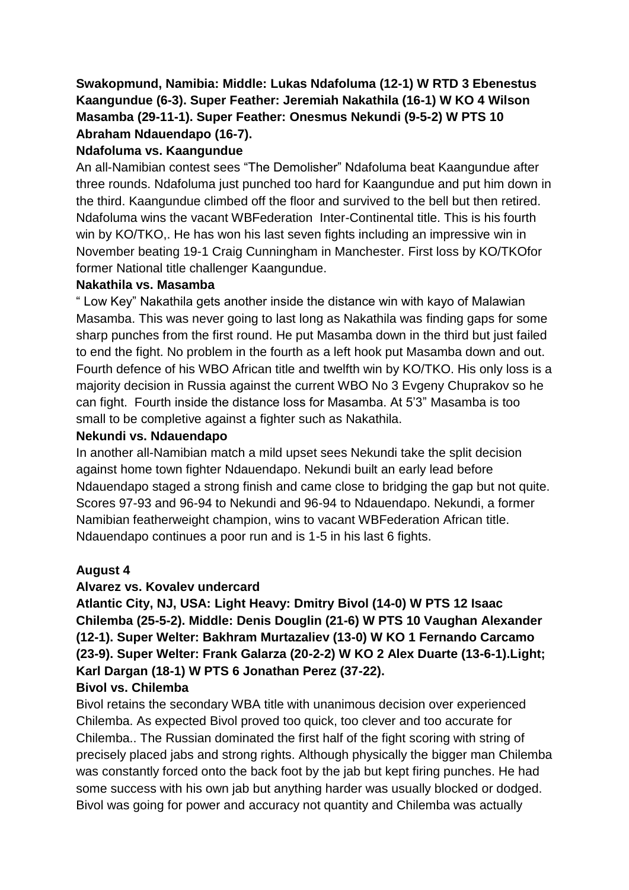**Swakopmund, Namibia: Middle: Lukas Ndafoluma (12-1) W RTD 3 Ebenestus Kaangundue (6-3). Super Feather: Jeremiah Nakathila (16-1) W KO 4 Wilson Masamba (29-11-1). Super Feather: Onesmus Nekundi (9-5-2) W PTS 10 Abraham Ndauendapo (16-7).**

**Ndafoluma vs. Kaangundue**

An all-Namibian contest sees "The Demolisher" Ndafoluma beat Kaangundue after three rounds. Ndafoluma just punched too hard for Kaangundue and put him down in the third. Kaangundue climbed off the floor and survived to the bell but then retired. Ndafoluma wins the vacant WBFederation Inter-Continental title. This is his fourth win by KO/TKO,. He has won his last seven fights including an impressive win in November beating 19-1 Craig Cunningham in Manchester. First loss by KO/TKOfor former National title challenger Kaangundue.

**Nakathila vs. Masamba**

" Low Key" Nakathila gets another inside the distance win with kayo of Malawian Masamba. This was never going to last long as Nakathila was finding gaps for some sharp punches from the first round. He put Masamba down in the third but just failed to end the fight. No problem in the fourth as a left hook put Masamba down and out. Fourth defence of his WBO African title and twelfth win by KO/TKO. His only loss is a majority decision in Russia against the current WBO No 3 Evgeny Chuprakov so he can fight. Fourth inside the distance loss for Masamba. At 5'3" Masamba is too small to be completive against a fighter such as Nakathila.

**Nekundi vs. Ndauendapo**

In another all-Namibian match a mild upset sees Nekundi take the split decision against home town fighter Ndauendapo. Nekundi built an early lead before Ndauendapo staged a strong finish and came close to bridging the gap but not quite. Scores 97-93 and 96-94 to Nekundi and 96-94 to Ndauendapo. Nekundi, a former Namibian featherweight champion, wins to vacant WBFederation African title. Ndauendapo continues a poor run and is 1-5 in his last 6 fights.

**August 4**

**Alvarez vs. Kovalev undercard**

**Atlantic City, NJ, USA: Light Heavy: Dmitry Bivol (14-0) W PTS 12 Isaac Chilemba (25-5-2). Middle: Denis Douglin (21-6) W PTS 10 Vaughan Alexander (12-1). Super Welter: Bakhram Murtazaliev (13-0) W KO 1 Fernando Carcamo (23-9). Super Welter: Frank Galarza (20-2-2) W KO 2 Alex Duarte (13-6-1).Light; Karl Dargan (18-1) W PTS 6 Jonathan Perez (37-22).**

**Bivol vs. Chilemba**

Bivol retains the secondary WBA title with unanimous decision over experienced Chilemba. As expected Bivol proved too quick, too clever and too accurate for Chilemba.. The Russian dominated the first half of the fight scoring with string of precisely placed jabs and strong rights. Although physically the bigger man Chilemba was constantly forced onto the back foot by the jab but kept firing punches. He had some success with his own jab but anything harder was usually blocked or dodged. Bivol was going for power and accuracy not quantity and Chilemba was actually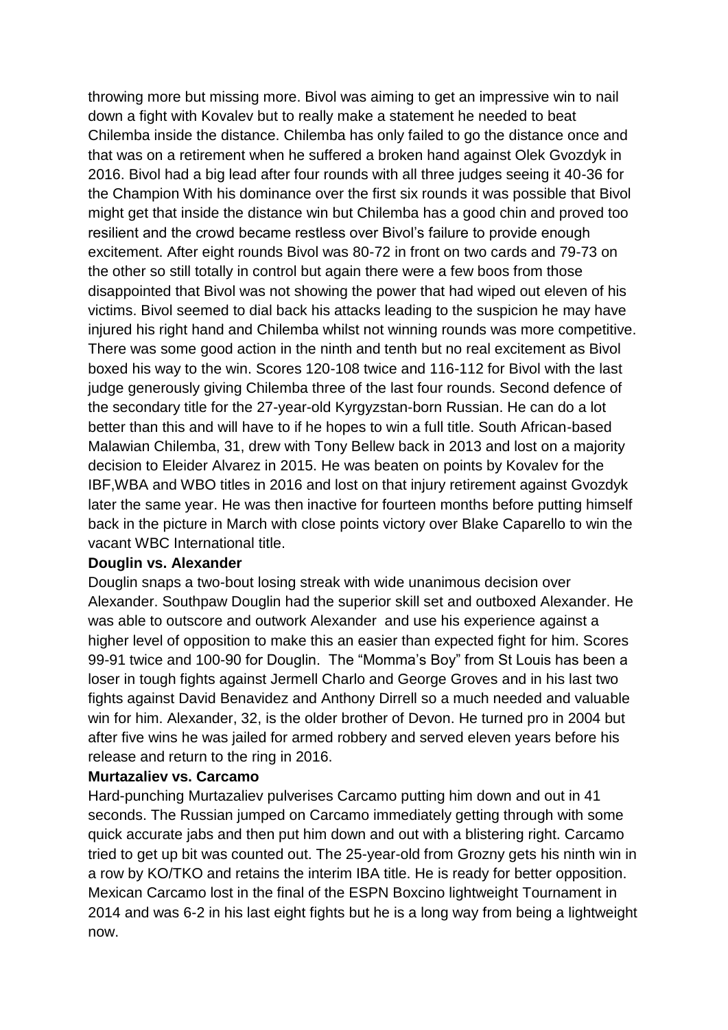throwing more but missing more. Bivol was aiming to get an impressive win to nail down a fight with Kovalev but to really make a statement he needed to beat Chilemba inside the distance. Chilemba has only failed to go the distance once and that was on a retirement when he suffered a broken hand against Olek Gvozdyk in 2016. Bivol had a big lead after four rounds with all three judges seeing it 40-36 for the Champion With his dominance over the first six rounds it was possible that Bivol might get that inside the distance win but Chilemba has a good chin and proved too resilient and the crowd became restless over Bivol's failure to provide enough excitement. After eight rounds Bivol was 80-72 in front on two cards and 79-73 on the other so still totally in control but again there were a few boos from those disappointed that Bivol was not showing the power that had wiped out eleven of his victims. Bivol seemed to dial back his attacks leading to the suspicion he may have injured his right hand and Chilemba whilst not winning rounds was more competitive. There was some good action in the ninth and tenth but no real excitement as Bivol boxed his way to the win. Scores 120-108 twice and 116-112 for Bivol with the last judge generously giving Chilemba three of the last four rounds. Second defence of the secondary title for the 27-year-old Kyrgyzstan-born Russian. He can do a lot better than this and will have to if he hopes to win a full title. South African-based Malawian Chilemba, 31, drew with Tony Bellew back in 2013 and lost on a majority decision to Eleider Alvarez in 2015. He was beaten on points by Kovalev for the IBF,WBA and WBO titles in 2016 and lost on that injury retirement against Gvozdyk later the same year. He was then inactive for fourteen months before putting himself back in the picture in March with close points victory over Blake Caparello to win the vacant WBC International title.

**Douglin vs. Alexander**

Douglin snaps a two-bout losing streak with wide unanimous decision over Alexander. Southpaw Douglin had the superior skill set and outboxed Alexander. He was able to outscore and outwork Alexander and use his experience against a higher level of opposition to make this an easier than expected fight for him. Scores 99-91 twice and 100-90 for Douglin. The "Momma's Boy" from St Louis has been a loser in tough fights against Jermell Charlo and George Groves and in his last two fights against David Benavidez and Anthony Dirrell so a much needed and valuable win for him. Alexander, 32, is the older brother of Devon. He turned pro in 2004 but after five wins he was jailed for armed robbery and served eleven years before his release and return to the ring in 2016.

**Murtazaliev vs. Carcamo**

Hard-punching Murtazaliev pulverises Carcamo putting him down and out in 41 seconds. The Russian jumped on Carcamo immediately getting through with some quick accurate jabs and then put him down and out with a blistering right. Carcamo tried to get up bit was counted out. The 25-year-old from Grozny gets his ninth win in a row by KO/TKO and retains the interim IBA title. He is ready for better opposition. Mexican Carcamo lost in the final of the ESPN Boxcino lightweight Tournament in 2014 and was 6-2 in his last eight fights but he is a long way from being a lightweight now.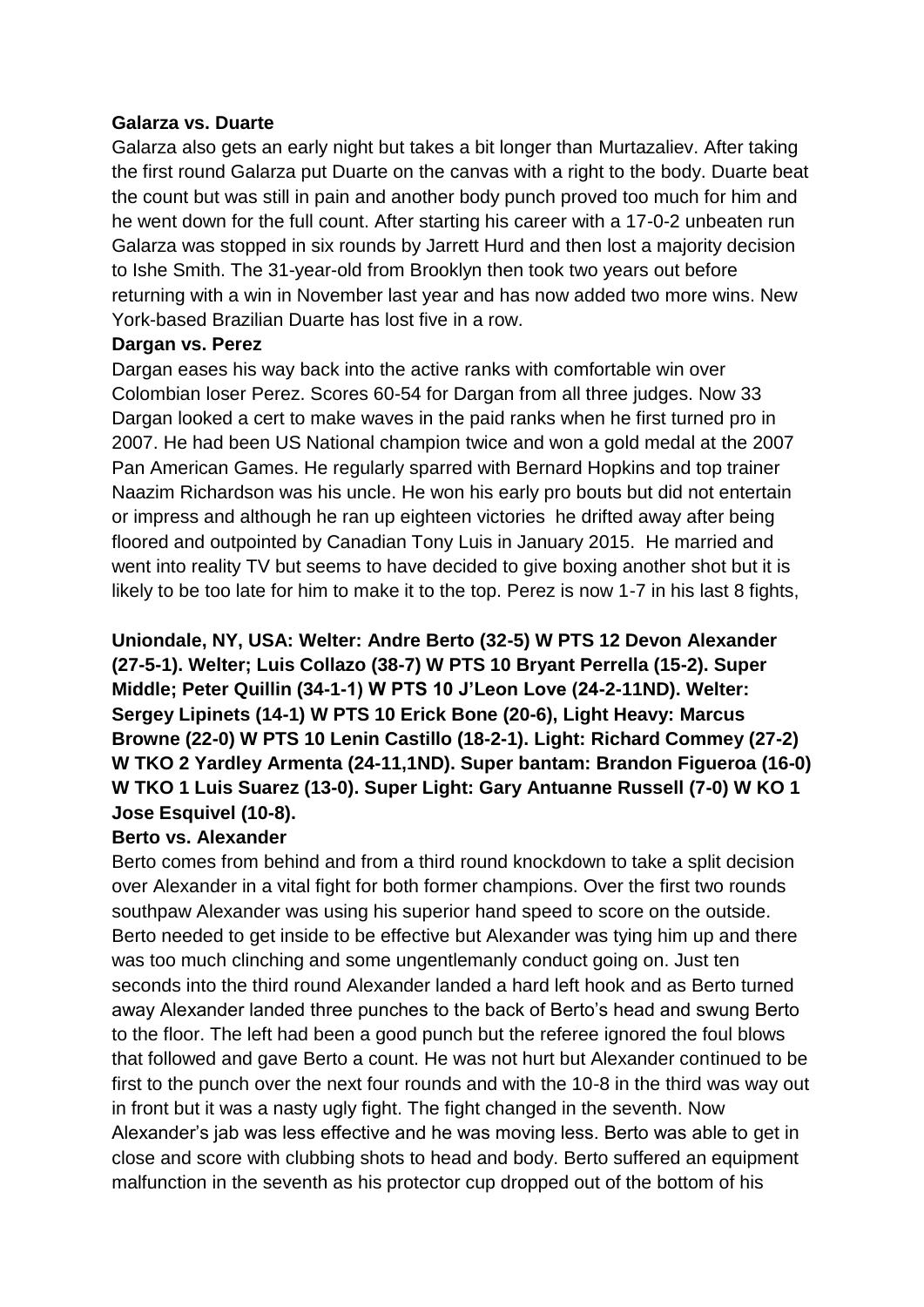**Galarza vs. Duarte**

Galarza also gets an early night but takes a bit longer than Murtazaliev. After taking the first round Galarza put Duarte on the canvas with a right to the body. Duarte beat the count but was still in pain and another body punch proved too much for him and he went down for the full count. After starting his career with a 17-0-2 unbeaten run Galarza was stopped in six rounds by Jarrett Hurd and then lost a majority decision to Ishe Smith. The 31-year-old from Brooklyn then took two years out before returning with a win in November last year and has now added two more wins. New York-based Brazilian Duarte has lost five in a row.

**Dargan vs. Perez**

Dargan eases his way back into the active ranks with comfortable win over Colombian loser Perez. Scores 60-54 for Dargan from all three judges. Now 33 Dargan looked a cert to make waves in the paid ranks when he first turned pro in 2007. He had been US National champion twice and won a gold medal at the 2007 Pan American Games. He regularly sparred with Bernard Hopkins and top trainer Naazim Richardson was his uncle. He won his early pro bouts but did not entertain or impress and although he ran up eighteen victories he drifted away after being floored and outpointed by Canadian Tony Luis in January 2015. He married and went into reality TV but seems to have decided to give boxing another shot but it is likely to be too late for him to make it to the top. Perez is now 1-7 in his last 8 fights,

**Uniondale, NY, USA: Welter: Andre Berto (32-5) W PTS 12 Devon Alexander (27-5-1). Welter; Luis Collazo (38-7) W PTS 10 Bryant Perrella (15-2). Super Middle; Peter Quillin (34-1-1) W PTS 10 J'Leon Love (24-2-11ND). Welter: Sergey Lipinets (14-1) W PTS 10 Erick Bone (20-6), Light Heavy: Marcus Browne (22-0) W PTS 10 Lenin Castillo (18-2-1). Light: Richard Commey (27-2) W TKO 2 Yardley Armenta (24-11,1ND). Super bantam: Brandon Figueroa (16-0) W TKO 1 Luis Suarez (13-0). Super Light: Gary Antuanne Russell (7-0) W KO 1 Jose Esquivel (10-8).**

**Berto vs. Alexander**

Berto comes from behind and from a third round knockdown to take a split decision over Alexander in a vital fight for both former champions. Over the first two rounds southpaw Alexander was using his superior hand speed to score on the outside. Berto needed to get inside to be effective but Alexander was tying him up and there was too much clinching and some ungentlemanly conduct going on. Just ten seconds into the third round Alexander landed a hard left hook and as Berto turned away Alexander landed three punches to the back of Berto's head and swung Berto to the floor. The left had been a good punch but the referee ignored the foul blows that followed and gave Berto a count. He was not hurt but Alexander continued to be first to the punch over the next four rounds and with the 10-8 in the third was way out in front but it was a nasty ugly fight. The fight changed in the seventh. Now Alexander's jab was less effective and he was moving less. Berto was able to get in close and score with clubbing shots to head and body. Berto suffered an equipment malfunction in the seventh as his protector cup dropped out of the bottom of his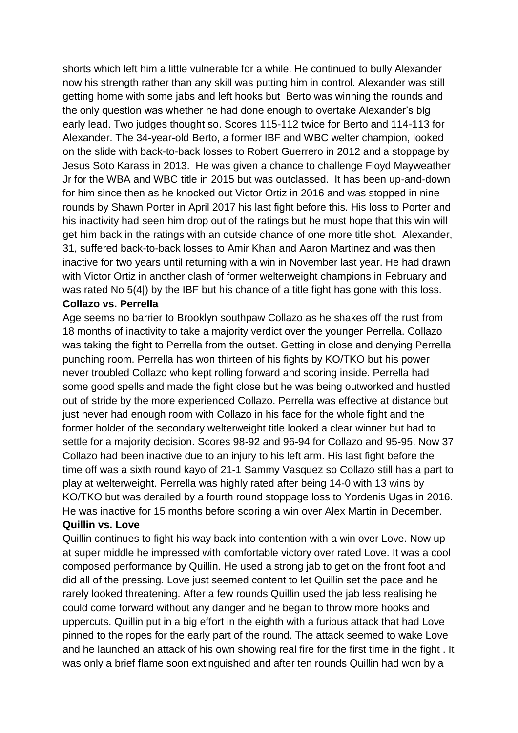shorts which left him a little vulnerable for a while. He continued to bully Alexander now his strength rather than any skill was putting him in control. Alexander was still getting home with some jabs and left hooks but Berto was winning the rounds and the only question was whether he had done enough to overtake Alexander's big early lead. Two judges thought so. Scores 115-112 twice for Berto and 114-113 for Alexander. The 34-year-old Berto, a former IBF and WBC welter champion, looked on the slide with back-to-back losses to Robert Guerrero in 2012 and a stoppage by Jesus Soto Karass in 2013. He was given a chance to challenge Floyd Mayweather Jr for the WBA and WBC title in 2015 but was outclassed. It has been up-and-down for him since then as he knocked out Victor Ortiz in 2016 and was stopped in nine rounds by Shawn Porter in April 2017 his last fight before this. His loss to Porter and his inactivity had seen him drop out of the ratings but he must hope that this win will get him back in the ratings with an outside chance of one more title shot. Alexander, 31, suffered back-to-back losses to Amir Khan and Aaron Martinez and was then inactive for two years until returning with a win in November last year. He had drawn with Victor Ortiz in another clash of former welterweight champions in February and was rated No 5(4|) by the IBF but his chance of a title fight has gone with this loss.

**Collazo vs. Perrella**

Age seems no barrier to Brooklyn southpaw Collazo as he shakes off the rust from 18 months of inactivity to take a majority verdict over the younger Perrella. Collazo was taking the fight to Perrella from the outset. Getting in close and denying Perrella punching room. Perrella has won thirteen of his fights by KO/TKO but his power never troubled Collazo who kept rolling forward and scoring inside. Perrella had some good spells and made the fight close but he was being outworked and hustled out of stride by the more experienced Collazo. Perrella was effective at distance but just never had enough room with Collazo in his face for the whole fight and the former holder of the secondary welterweight title looked a clear winner but had to settle for a majority decision. Scores 98-92 and 96-94 for Collazo and 95-95. Now 37 Collazo had been inactive due to an injury to his left arm. His last fight before the time off was a sixth round kayo of 21-1 Sammy Vasquez so Collazo still has a part to play at welterweight. Perrella was highly rated after being 14-0 with 13 wins by KO/TKO but was derailed by a fourth round stoppage loss to Yordenis Ugas in 2016. He was inactive for 15 months before scoring a win over Alex Martin in December.

**Quillin vs. Love**

Quillin continues to fight his way back into contention with a win over Love. Now up at super middle he impressed with comfortable victory over rated Love. It was a cool composed performance by Quillin. He used a strong jab to get on the front foot and did all of the pressing. Love just seemed content to let Quillin set the pace and he rarely looked threatening. After a few rounds Quillin used the jab less realising he could come forward without any danger and he began to throw more hooks and uppercuts. Quillin put in a big effort in the eighth with a furious attack that had Love pinned to the ropes for the early part of the round. The attack seemed to wake Love and he launched an attack of his own showing real fire for the first time in the fight . It was only a brief flame soon extinguished and after ten rounds Quillin had won by a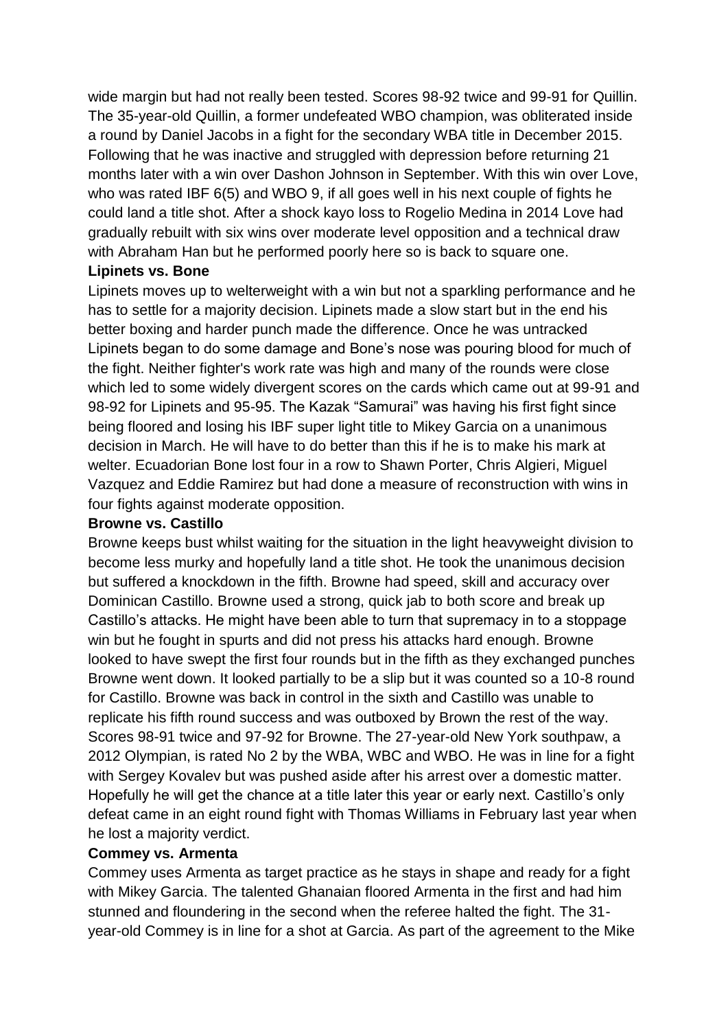wide margin but had not really been tested. Scores 98-92 twice and 99-91 for Quillin. The 35-year-old Quillin, a former undefeated WBO champion, was obliterated inside a round by Daniel Jacobs in a fight for the secondary WBA title in December 2015. Following that he was inactive and struggled with depression before returning 21 months later with a win over Dashon Johnson in September. With this win over Love, who was rated IBF 6(5) and WBO 9, if all goes well in his next couple of fights he could land a title shot. After a shock kayo loss to Rogelio Medina in 2014 Love had gradually rebuilt with six wins over moderate level opposition and a technical draw with Abraham Han but he performed poorly here so is back to square one.

**Lipinets vs. Bone**

Lipinets moves up to welterweight with a win but not a sparkling performance and he has to settle for a majority decision. Lipinets made a slow start but in the end his better boxing and harder punch made the difference. Once he was untracked Lipinets began to do some damage and Bone's nose was pouring blood for much of the fight. Neither fighter's work rate was high and many of the rounds were close which led to some widely divergent scores on the cards which came out at 99-91 and 98-92 for Lipinets and 95-95. The Kazak "Samurai" was having his first fight since being floored and losing his IBF super light title to Mikey Garcia on a unanimous decision in March. He will have to do better than this if he is to make his mark at welter. Ecuadorian Bone lost four in a row to Shawn Porter, Chris Algieri, Miguel Vazquez and Eddie Ramirez but had done a measure of reconstruction with wins in four fights against moderate opposition.

**Browne vs. Castillo**

Browne keeps bust whilst waiting for the situation in the light heavyweight division to become less murky and hopefully land a title shot. He took the unanimous decision but suffered a knockdown in the fifth. Browne had speed, skill and accuracy over Dominican Castillo. Browne used a strong, quick jab to both score and break up Castillo's attacks. He might have been able to turn that supremacy in to a stoppage win but he fought in spurts and did not press his attacks hard enough. Browne looked to have swept the first four rounds but in the fifth as they exchanged punches Browne went down. It looked partially to be a slip but it was counted so a 10-8 round for Castillo. Browne was back in control in the sixth and Castillo was unable to replicate his fifth round success and was outboxed by Brown the rest of the way. Scores 98-91 twice and 97-92 for Browne. The 27-year-old New York southpaw, a 2012 Olympian, is rated No 2 by the WBA, WBC and WBO. He was in line for a fight with Sergey Kovalev but was pushed aside after his arrest over a domestic matter. Hopefully he will get the chance at a title later this year or early next. Castillo's only defeat came in an eight round fight with Thomas Williams in February last year when he lost a majority verdict.

**Commey vs. Armenta**

Commey uses Armenta as target practice as he stays in shape and ready for a fight with Mikey Garcia. The talented Ghanaian floored Armenta in the first and had him stunned and floundering in the second when the referee halted the fight. The 31-year-old Commey is in line for a shot at Garcia. As part of the agreement to the Mike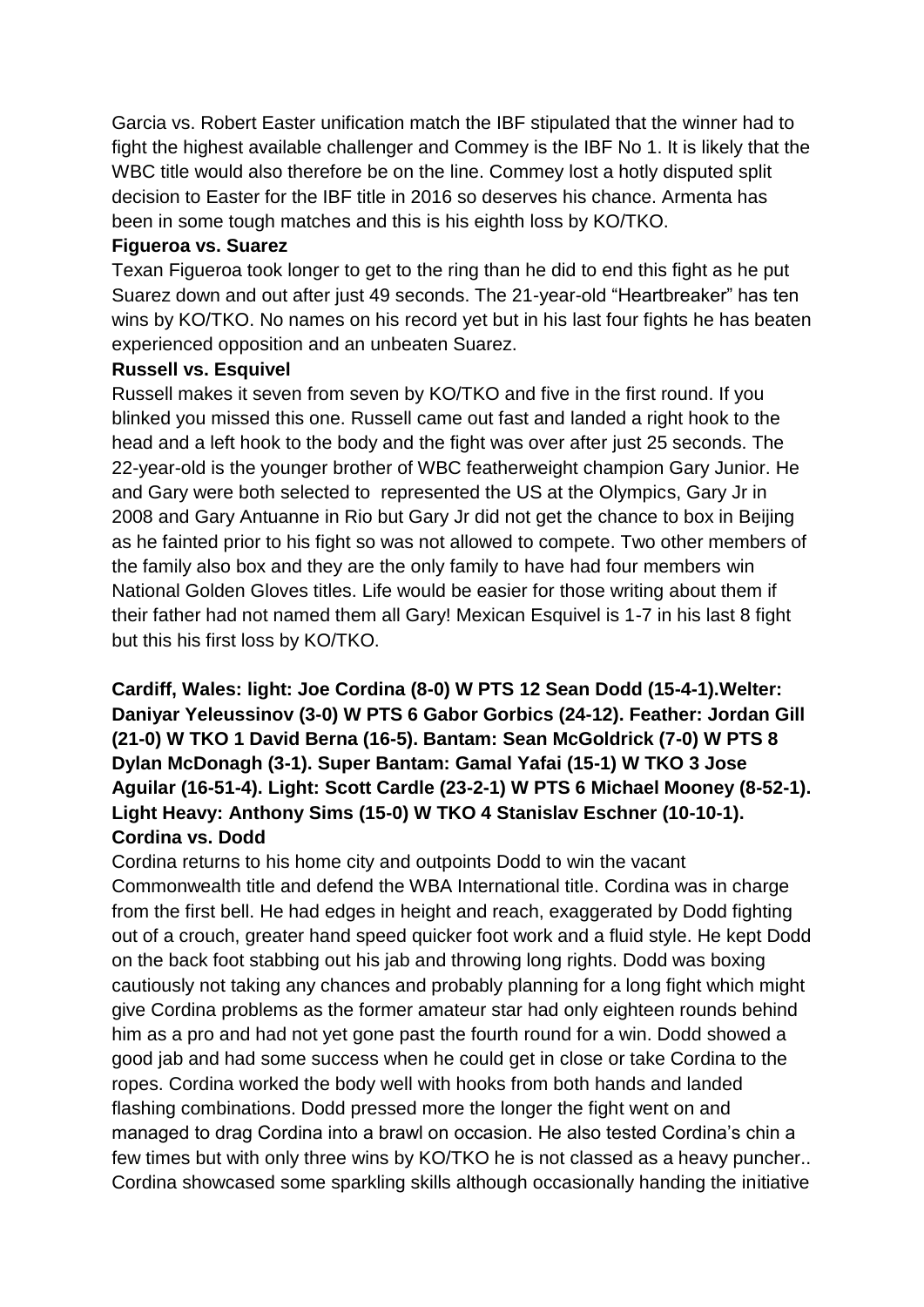Garcia vs. Robert Easter unification match the IBF stipulated that the winner had to fight the highest available challenger and Commey is the IBF No 1. It is likely that the WBC title would also therefore be on the line. Commey lost a hotly disputed split decision to Easter for the IBF title in 2016 so deserves his chance. Armenta has been in some tough matches and this is his eighth loss by KO/TKO.

**Figueroa vs. Suarez**

Texan Figueroa took longer to get to the ring than he did to end this fight as he put Suarez down and out after just 49 seconds. The 21-year-old "Heartbreaker" has ten wins by KO/TKO. No names on his record yet but in his last four fights he has beaten experienced opposition and an unbeaten Suarez.

**Russell vs. Esquivel**

Russell makes it seven from seven by KO/TKO and five in the first round. If you blinked you missed this one. Russell came out fast and landed a right hook to the head and a left hook to the body and the fight was over after just 25 seconds. The 22-year-old is the younger brother of WBC featherweight champion Gary Junior. He and Gary were both selected to represented the US at the Olympics, Gary Jr in 2008 and Gary Antuanne in Rio but Gary Jr did not get the chance to box in Beijing as he fainted prior to his fight so was not allowed to compete. Two other members of the family also box and they are the only family to have had four members win National Golden Gloves titles. Life would be easier for those writing about them if their father had not named them all Gary! Mexican Esquivel is 1-7 in his last 8 fight but this his first loss by KO/TKO.

**Cardiff, Wales: light: Joe Cordina (8-0) W PTS 12 Sean Dodd (15-4-1).Welter: Daniyar Yeleussinov (3-0) W PTS 6 Gabor Gorbics (24-12). Feather: Jordan Gill (21-0) W TKO 1 David Berna (16-5). Bantam: Sean McGoldrick (7-0) W PTS 8 Dylan McDonagh (3-1). Super Bantam: Gamal Yafai (15-1) W TKO 3 Jose Aguilar (16-51-4). Light: Scott Cardle (23-2-1) W PTS 6 Michael Mooney (8-52-1). Light Heavy: Anthony Sims (15-0) W TKO 4 Stanislav Eschner (10-10-1).**

**Cordina vs. Dodd**

Cordina returns to his home city and outpoints Dodd to win the vacant Commonwealth title and defend the WBA International title. Cordina was in charge from the first bell. He had edges in height and reach, exaggerated by Dodd fighting out of a crouch, greater hand speed quicker foot work and a fluid style. He kept Dodd on the back foot stabbing out his jab and throwing long rights. Dodd was boxing cautiously not taking any chances and probably planning for a long fight which might give Cordina problems as the former amateur star had only eighteen rounds behind him as a pro and had not yet gone past the fourth round for a win. Dodd showed a good jab and had some success when he could get in close or take Cordina to the ropes. Cordina worked the body well with hooks from both hands and landed flashing combinations. Dodd pressed more the longer the fight went on and managed to drag Cordina into a brawl on occasion. He also tested Cordina's chin a few times but with only three wins by KO/TKO he is not classed as a heavy puncher.. Cordina showcased some sparkling skills although occasionally handing the initiative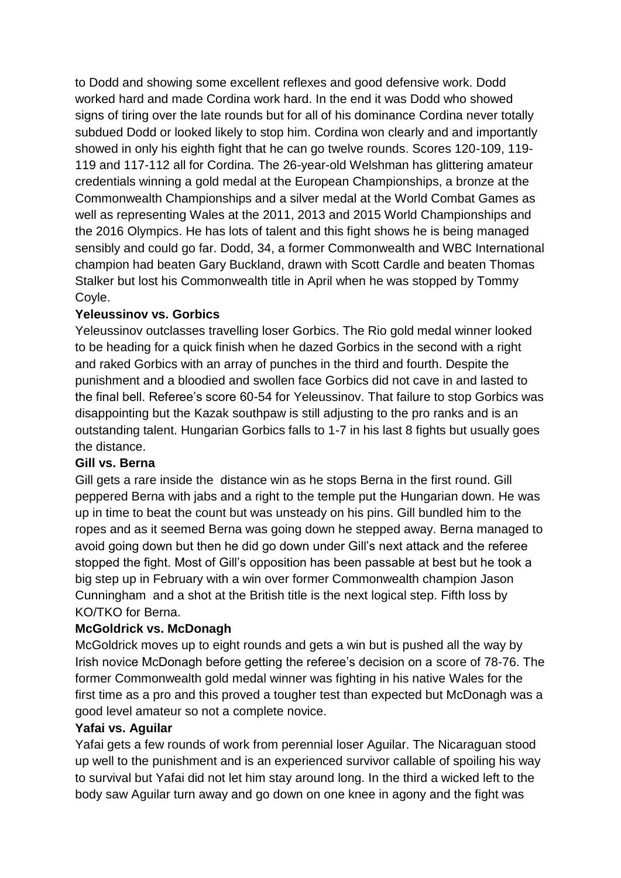to Dodd and showing some excellent reflexes and good defensive work. Dodd worked hard and made Cordina work hard. In the end it was Dodd who showed signs of tiring over the late rounds but for all of his dominance Cordina never totally subdued Dodd or looked likely to stop him. Cordina won clearly and and importantly showed in only his eighth fight that he can go twelve rounds. Scores 120-109, 119-119 and 117-112 all for Cordina. The 26-year-old Welshman has glittering amateur credentials winning a gold medal at the European Championships, a bronze at the Commonwealth Championships and a silver medal at the World Combat Games as well as representing Wales at the 2011, 2013 and 2015 World Championships and the 2016 Olympics. He has lots of talent and this fight shows he is being managed sensibly and could go far. Dodd, 34, a former Commonwealth and WBC International champion had beaten Gary Buckland, drawn with Scott Cardle and beaten Thomas Stalker but lost his Commonwealth title in April when he was stopped by Tommy Coyle.

**Yeleussinov vs. Gorbics**

Yeleussinov outclasses travelling loser Gorbics. The Rio gold medal winner looked to be heading for a quick finish when he dazed Gorbics in the second with a right and raked Gorbics with an array of punches in the third and fourth. Despite the punishment and a bloodied and swollen face Gorbics did not cave in and lasted to the final bell. Referee's score 60-54 for Yeleussinov. That failure to stop Gorbics was disappointing but the Kazak southpaw is still adjusting to the pro ranks and is an outstanding talent. Hungarian Gorbics falls to 1-7 in his last 8 fights but usually goes the distance.

**Gill vs. Berna**

Gill gets a rare inside the distance win as he stops Berna in the first round. Gill peppered Berna with jabs and a right to the temple put the Hungarian down. He was up in time to beat the count but was unsteady on his pins. Gill bundled him to the ropes and as it seemed Berna was going down he stepped away. Berna managed to avoid going down but then he did go down under Gill's next attack and the referee stopped the fight. Most of Gill's opposition has been passable at best but he took a big step up in February with a win over former Commonwealth champion Jason Cunningham and a shot at the British title is the next logical step. Fifth loss by KO/TKO for Berna.

**McGoldrick vs. McDonagh**

McGoldrick moves up to eight rounds and gets a win but is pushed all the way by Irish novice McDonagh before getting the referee's decision on a score of 78-76. The former Commonwealth gold medal winner was fighting in his native Wales for the first time as a pro and this proved a tougher test than expected but McDonagh was a good level amateur so not a complete novice.

**Yafai vs. Aguilar**

Yafai gets a few rounds of work from perennial loser Aguilar. The Nicaraguan stood up well to the punishment and is an experienced survivor callable of spoiling his way to survival but Yafai did not let him stay around long. In the third a wicked left to the body saw Aguilar turn away and go down on one knee in agony and the fight was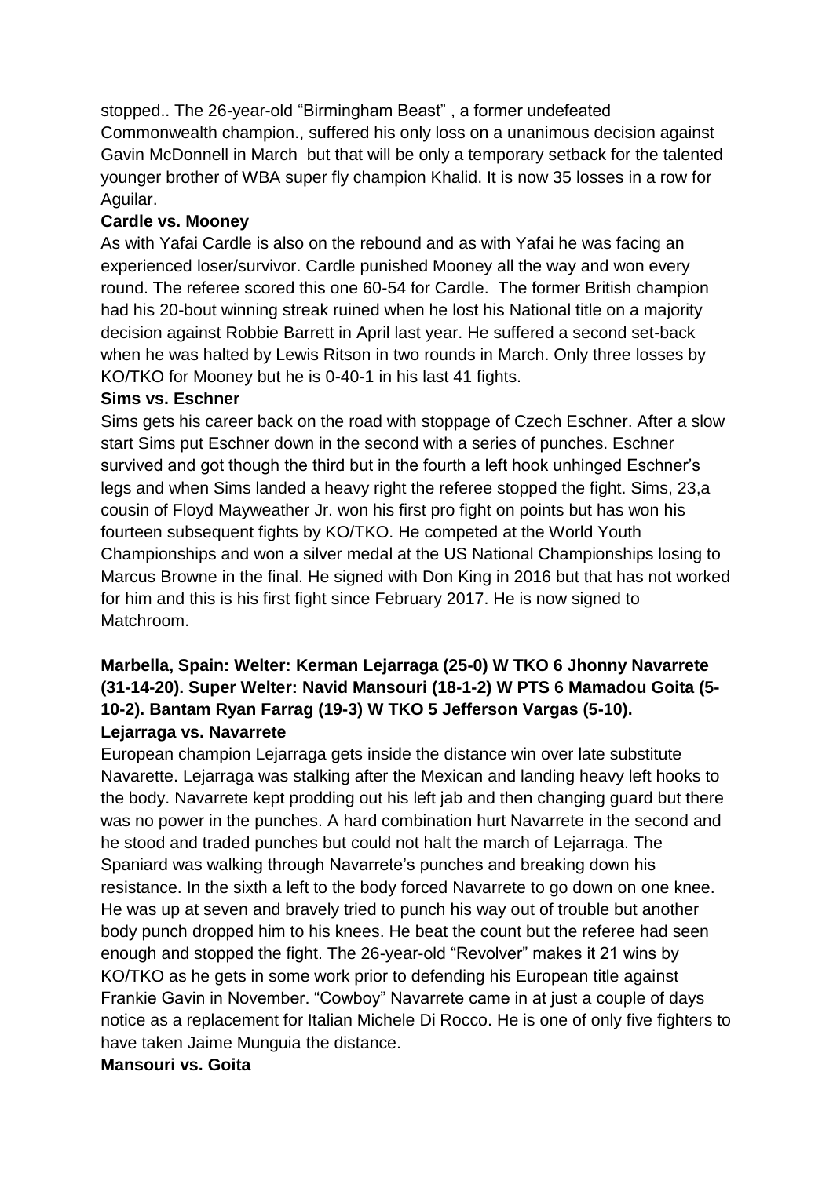stopped.. The 26-year-old "Birmingham Beast" , a former undefeated Commonwealth champion., suffered his only loss on a unanimous decision against Gavin McDonnell in March but that will be only a temporary setback for the talented younger brother of WBA super fly champion Khalid. It is now 35 losses in a row for Aguilar.

**Cardle vs. Mooney**

As with Yafai Cardle is also on the rebound and as with Yafai he was facing an experienced loser/survivor. Cardle punished Mooney all the way and won every round. The referee scored this one 60-54 for Cardle. The former British champion had his 20-bout winning streak ruined when he lost his National title on a majority decision against Robbie Barrett in April last year. He suffered a second set-back when he was halted by Lewis Ritson in two rounds in March. Only three losses by KO/TKO for Mooney but he is 0-40-1 in his last 41 fights.

**Sims vs. Eschner**

Sims gets his career back on the road with stoppage of Czech Eschner. After a slow start Sims put Eschner down in the second with a series of punches. Eschner survived and got though the third but in the fourth a left hook unhinged Eschner's legs and when Sims landed a heavy right the referee stopped the fight. Sims, 23,a cousin of Floyd Mayweather Jr. won his first pro fight on points but has won his fourteen subsequent fights by KO/TKO. He competed at the World Youth Championships and won a silver medal at the US National Championships losing to Marcus Browne in the final. He signed with Don King in 2016 but that has not worked for him and this is his first fight since February 2017. He is now signed to Matchroom.

**Marbella, Spain: Welter: Kerman Lejarraga (25-0) W TKO 6 Jhonny Navarrete (31-14-20). Super Welter: Navid Mansouri (18-1-2) W PTS 6 Mamadou Goita (5-10-2). Bantam Ryan Farrag (19-3) W TKO 5 Jefferson Vargas (5-10).**

**Lejarraga vs. Navarrete**

European champion Lejarraga gets inside the distance win over late substitute Navarette. Lejarraga was stalking after the Mexican and landing heavy left hooks to the body. Navarrete kept prodding out his left jab and then changing guard but there was no power in the punches. A hard combination hurt Navarrete in the second and he stood and traded punches but could not halt the march of Lejarraga. The Spaniard was walking through Navarrete's punches and breaking down his resistance. In the sixth a left to the body forced Navarrete to go down on one knee. He was up at seven and bravely tried to punch his way out of trouble but another body punch dropped him to his knees. He beat the count but the referee had seen enough and stopped the fight. The 26-year-old "Revolver" makes it 21 wins by KO/TKO as he gets in some work prior to defending his European title against Frankie Gavin in November. "Cowboy" Navarrete came in at just a couple of days notice as a replacement for Italian Michele Di Rocco. He is one of only five fighters to have taken Jaime Munguia the distance.

**Mansouri vs. Goita**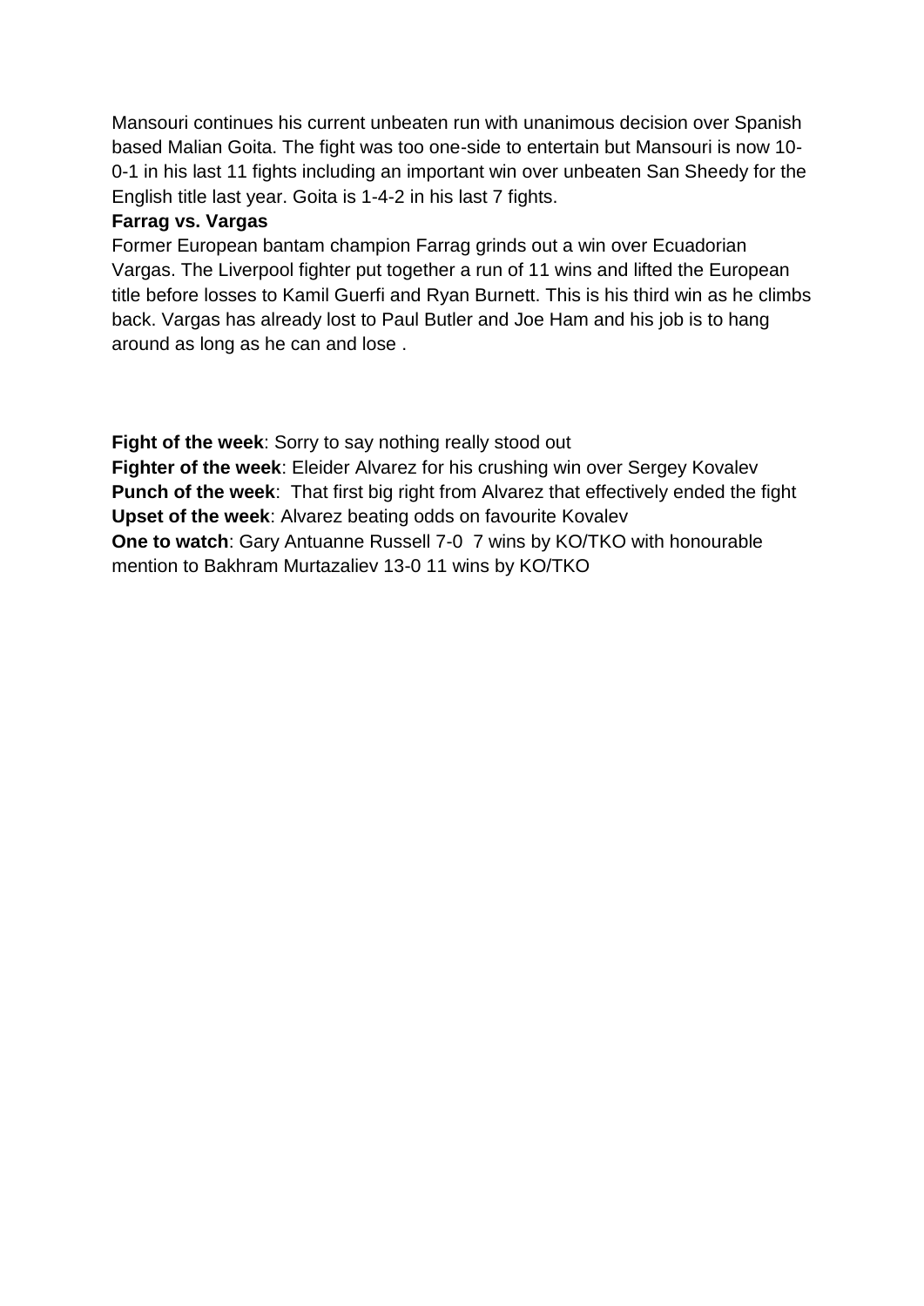Mansouri continues his current unbeaten run with unanimous decision over Spanish based Malian Goita. The fight was too one-side to entertain but Mansouri is now 10-0-1 in his last 11 fights including an important win over unbeaten San Sheedy for the English title last year. Goita is 1-4-2 in his last 7 fights.

**Farrag vs. Vargas**

Former European bantam champion Farrag grinds out a win over Ecuadorian Vargas. The Liverpool fighter put together a run of 11 wins and lifted the European title before losses to Kamil Guerfi and Ryan Burnett. This is his third win as he climbs back. Vargas has already lost to Paul Butler and Joe Ham and his job is to hang around as long as he can and lose .

**Fight of the week**: Sorry to say nothing really stood out

**Fighter of the week**: Eleider Alvarez for his crushing win over Sergey Kovalev

**Punch of the week**: That first big right from Alvarez that effectively ended the fight

**Upset of the week**: Alvarez beating odds on favourite Kovalev

**One to watch**: Gary Antuanne Russell 7-0 7 wins by KO/TKO with honourable mention to Bakhram Murtazaliev 13-0 11 wins by KO/TKO